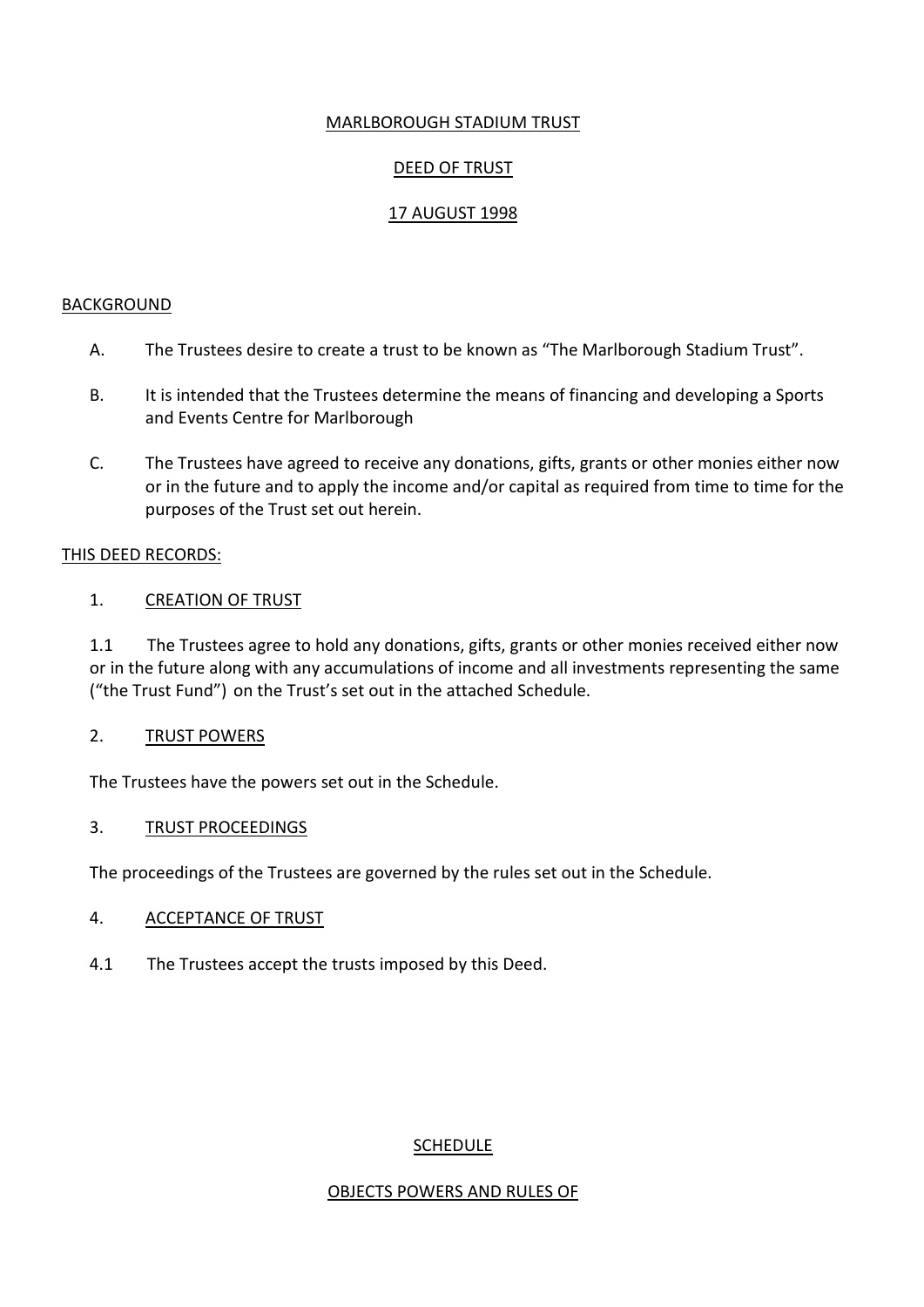# MARLBOROUGH STADIUM TRUST

## DEED OF TRUST

## 17 AUGUST 1998

### BACKGROUND

A. The Trustees desire to create a trust to be known as "The Marlborough Stadium Trust".

B. It is intended that the Trustees determine the means of financing and developing a Sports and Events Centre for Marlborough

C. The Trustees have agreed to receive any donations, gifts, grants or other monies either now or in the future and to apply the income and/or capital as required from time to time for the purposes of the Trust set out herein.

### THIS DEED RECORDS:

1. CREATION OF TRUST

1.1 The Trustees agree to hold any donations, gifts, grants or other monies received either now or in the future along with any accumulations of income and all investments representing the same ("the Trust Fund") on the Trust's set out in the attached Schedule.

2. TRUST POWERS

The Trustees have the powers set out in the Schedule.

3. TRUST PROCEEDINGS

The proceedings of the Trustees are governed by the rules set out in the Schedule.

4. ACCEPTANCE OF TRUST

4.1 The Trustees accept the trusts imposed by this Deed.

## SCHEDULE

## OBJECTS POWERS AND RULES OF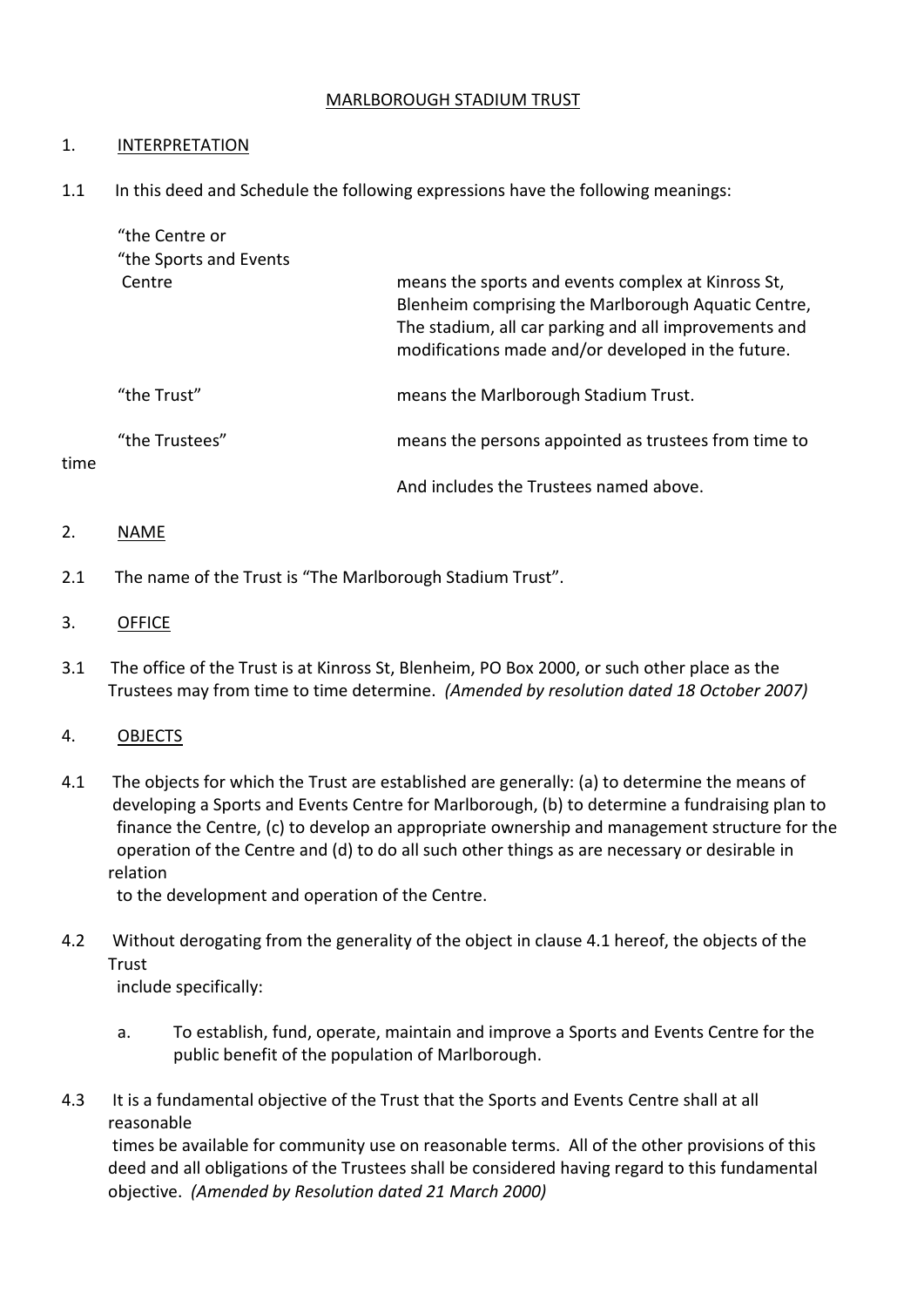MARLBOROUGH STADIUM TRUST

1. INTERPRETATION

1.1 In this deed and Schedule the following expressions have the following meanings:

| | |
|---|---|
| "the Centre or "the Sports and Events Centre | means the sports and events complex at Kinross St, Blenheim comprising the Marlborough Aquatic Centre, The stadium, all car parking and all improvements and modifications made and/or developed in the future. |
| "the Trust" | means the Marlborough Stadium Trust. |
| "the Trustees" | means the persons appointed as trustees from time to time And includes the Trustees named above. |

2. NAME

2.1 The name of the Trust is "The Marlborough Stadium Trust".

3. OFFICE

3.1 The office of the Trust is at Kinross St, Blenheim, PO Box 2000, or such other place as the Trustees may from time to time determine. *(Amended by resolution dated 18 October 2007)*

4. OBJECTS

4.1 The objects for which the Trust are established are generally: (a) to determine the means of developing a Sports and Events Centre for Marlborough, (b) to determine a fundraising plan to finance the Centre, (c) to develop an appropriate ownership and management structure for the operation of the Centre and (d) to do all such other things as are necessary or desirable in relation to the development and operation of the Centre.

4.2 Without derogating from the generality of the object in clause 4.1 hereof, the objects of the Trust include specifically:

a. To establish, fund, operate, maintain and improve a Sports and Events Centre for the public benefit of the population of Marlborough.

4.3 It is a fundamental objective of the Trust that the Sports and Events Centre shall at all reasonable times be available for community use on reasonable terms. All of the other provisions of this deed and all obligations of the Trustees shall be considered having regard to this fundamental objective. *(Amended by Resolution dated 21 March 2000)*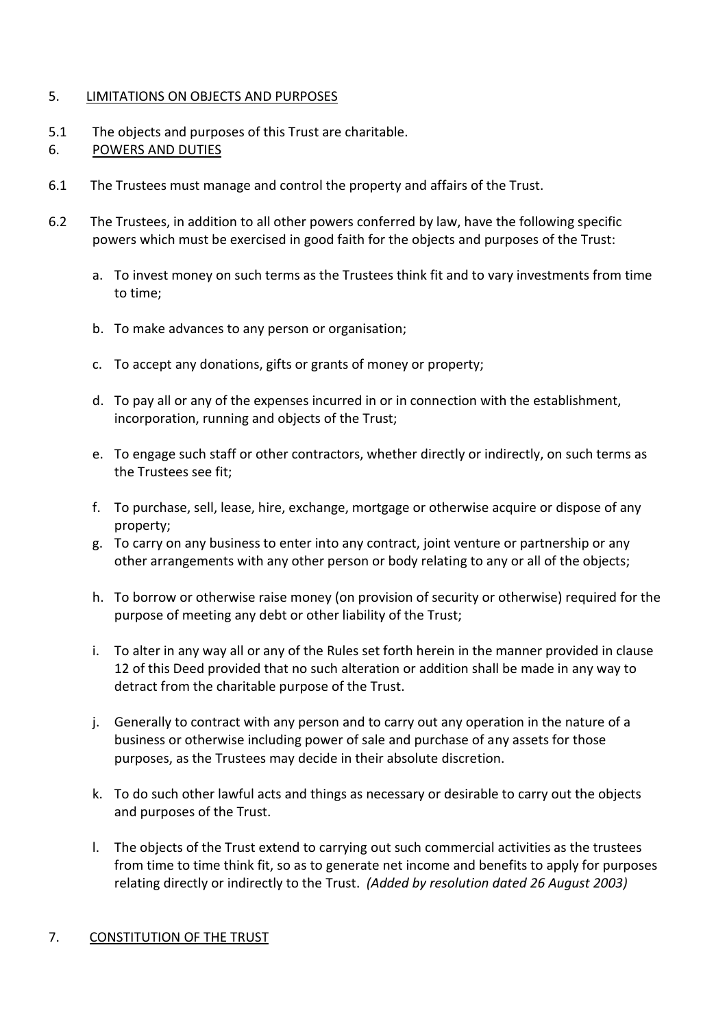## 5. LIMITATIONS ON OBJECTS AND PURPOSES

5.1 The objects and purposes of this Trust are charitable.

## 6. POWERS AND DUTIES

6.1 The Trustees must manage and control the property and affairs of the Trust.

6.2 The Trustees, in addition to all other powers conferred by law, have the following specific powers which must be exercised in good faith for the objects and purposes of the Trust:

a. To invest money on such terms as the Trustees think fit and to vary investments from time to time;

b. To make advances to any person or organisation;

c. To accept any donations, gifts or grants of money or property;

d. To pay all or any of the expenses incurred in or in connection with the establishment, incorporation, running and objects of the Trust;

e. To engage such staff or other contractors, whether directly or indirectly, on such terms as the Trustees see fit;

f. To purchase, sell, lease, hire, exchange, mortgage or otherwise acquire or dispose of any property;

g. To carry on any business to enter into any contract, joint venture or partnership or any other arrangements with any other person or body relating to any or all of the objects;

h. To borrow or otherwise raise money (on provision of security or otherwise) required for the purpose of meeting any debt or other liability of the Trust;

i. To alter in any way all or any of the Rules set forth herein in the manner provided in clause 12 of this Deed provided that no such alteration or addition shall be made in any way to detract from the charitable purpose of the Trust.

j. Generally to contract with any person and to carry out any operation in the nature of a business or otherwise including power of sale and purchase of any assets for those purposes, as the Trustees may decide in their absolute discretion.

k. To do such other lawful acts and things as necessary or desirable to carry out the objects and purposes of the Trust.

l. The objects of the Trust extend to carrying out such commercial activities as the trustees from time to time think fit, so as to generate net income and benefits to apply for purposes relating directly or indirectly to the Trust. *(Added by resolution dated 26 August 2003)*

## 7. CONSTITUTION OF THE TRUST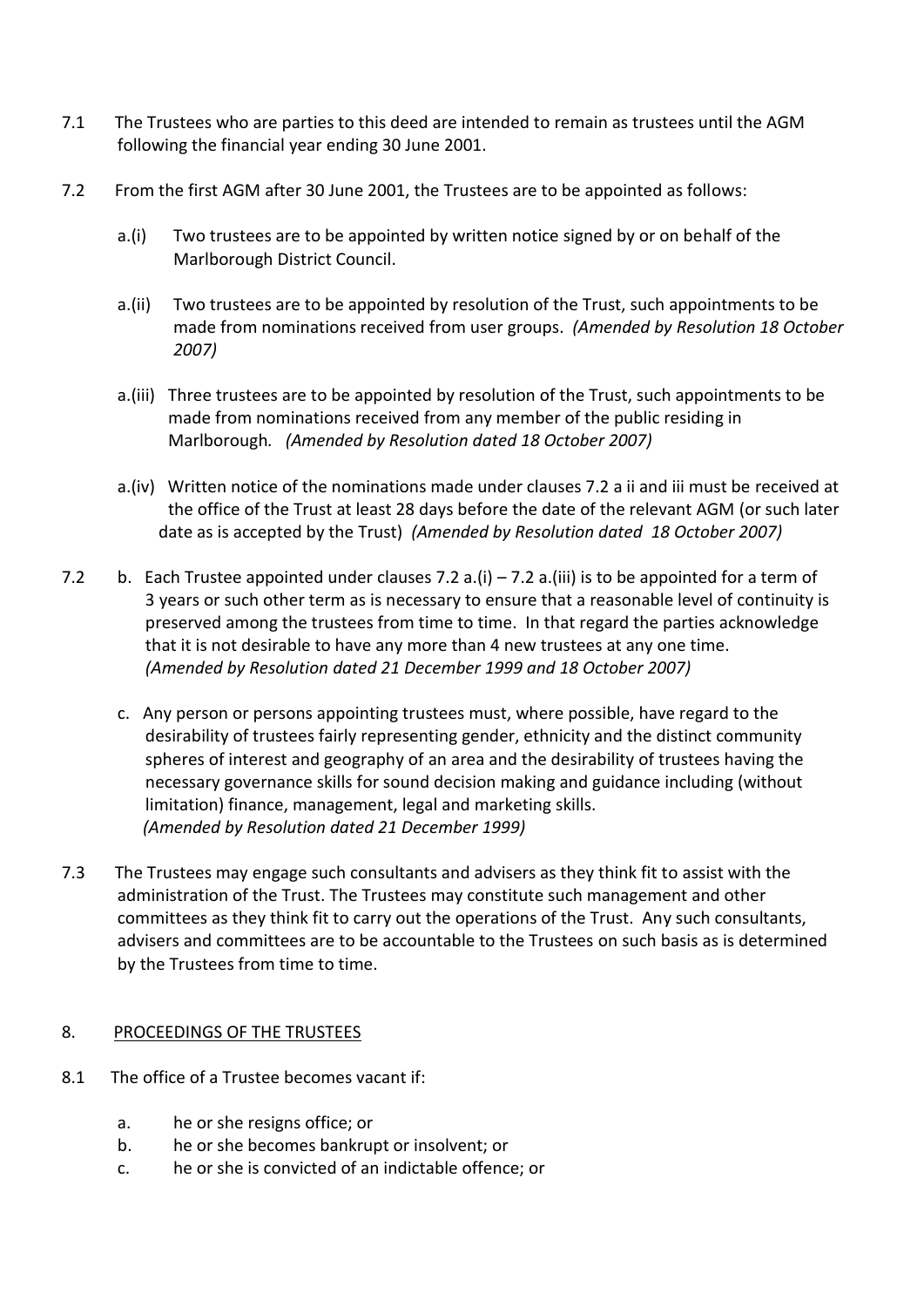7.1 The Trustees who are parties to this deed are intended to remain as trustees until the AGM following the financial year ending 30 June 2001.

7.2 From the first AGM after 30 June 2001, the Trustees are to be appointed as follows:

a.(i) Two trustees are to be appointed by written notice signed by or on behalf of the Marlborough District Council.

a.(ii) Two trustees are to be appointed by resolution of the Trust, such appointments to be made from nominations received from user groups. *(Amended by Resolution 18 October 2007)*

a.(iii) Three trustees are to be appointed by resolution of the Trust, such appointments to be made from nominations received from any member of the public residing in Marlborough. *(Amended by Resolution dated 18 October 2007)*

a.(iv) Written notice of the nominations made under clauses 7.2 a ii and iii must be received at the office of the Trust at least 28 days before the date of the relevant AGM (or such later date as is accepted by the Trust) *(Amended by Resolution dated 18 October 2007)*

7.2 b. Each Trustee appointed under clauses 7.2 a.(i) – 7.2 a.(iii) is to be appointed for a term of 3 years or such other term as is necessary to ensure that a reasonable level of continuity is preserved among the trustees from time to time. In that regard the parties acknowledge that it is not desirable to have any more than 4 new trustees at any one time. *(Amended by Resolution dated 21 December 1999 and 18 October 2007)*

c. Any person or persons appointing trustees must, where possible, have regard to the desirability of trustees fairly representing gender, ethnicity and the distinct community spheres of interest and geography of an area and the desirability of trustees having the necessary governance skills for sound decision making and guidance including (without limitation) finance, management, legal and marketing skills. *(Amended by Resolution dated 21 December 1999)*

7.3 The Trustees may engage such consultants and advisers as they think fit to assist with the administration of the Trust. The Trustees may constitute such management and other committees as they think fit to carry out the operations of the Trust. Any such consultants, advisers and committees are to be accountable to the Trustees on such basis as is determined by the Trustees from time to time.

## 8. PROCEEDINGS OF THE TRUSTEES

8.1 The office of a Trustee becomes vacant if:

a. he or she resigns office; or
b. he or she becomes bankrupt or insolvent; or
c. he or she is convicted of an indictable offence; or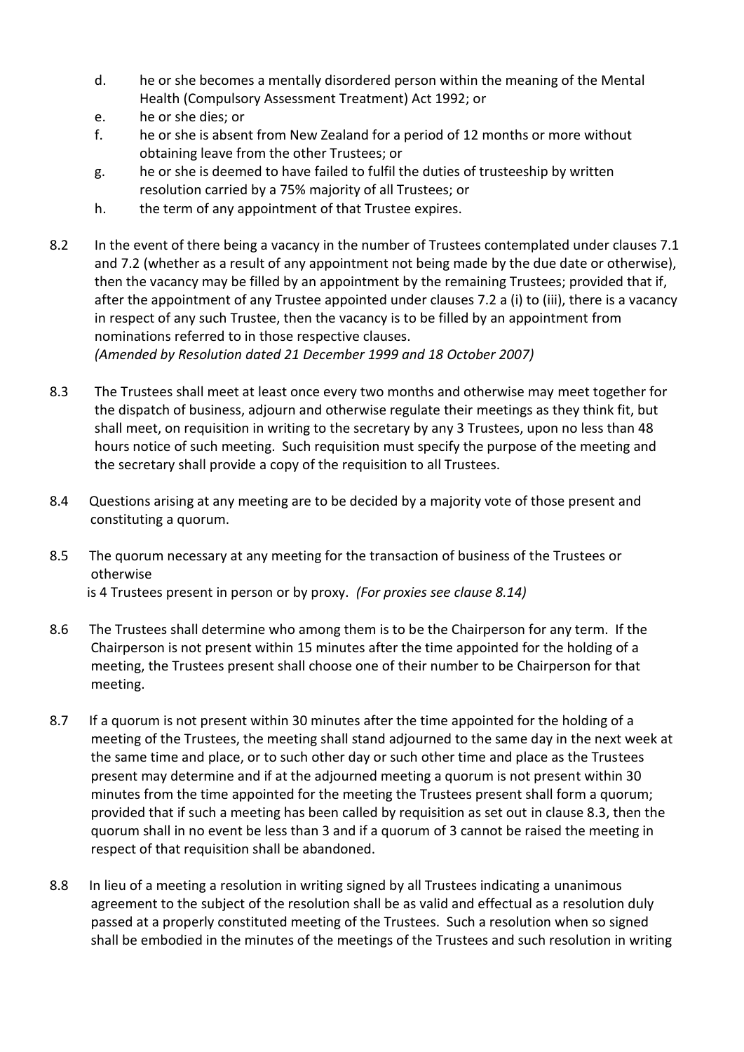d. he or she becomes a mentally disordered person within the meaning of the Mental Health (Compulsory Assessment Treatment) Act 1992; or
e. he or she dies; or
f. he or she is absent from New Zealand for a period of 12 months or more without obtaining leave from the other Trustees; or
g. he or she is deemed to have failed to fulfil the duties of trusteeship by written resolution carried by a 75% majority of all Trustees; or
h. the term of any appointment of that Trustee expires.

8.2 In the event of there being a vacancy in the number of Trustees contemplated under clauses 7.1 and 7.2 (whether as a result of any appointment not being made by the due date or otherwise), then the vacancy may be filled by an appointment by the remaining Trustees; provided that if, after the appointment of any Trustee appointed under clauses 7.2 a (i) to (iii), there is a vacancy in respect of any such Trustee, then the vacancy is to be filled by an appointment from nominations referred to in those respective clauses.
*(Amended by Resolution dated 21 December 1999 and 18 October 2007)*

8.3 The Trustees shall meet at least once every two months and otherwise may meet together for the dispatch of business, adjourn and otherwise regulate their meetings as they think fit, but shall meet, on requisition in writing to the secretary by any 3 Trustees, upon no less than 48 hours notice of such meeting. Such requisition must specify the purpose of the meeting and the secretary shall provide a copy of the requisition to all Trustees.

8.4 Questions arising at any meeting are to be decided by a majority vote of those present and constituting a quorum.

8.5 The quorum necessary at any meeting for the transaction of business of the Trustees or otherwise
is 4 Trustees present in person or by proxy. *(For proxies see clause 8.14)*

8.6 The Trustees shall determine who among them is to be the Chairperson for any term. If the Chairperson is not present within 15 minutes after the time appointed for the holding of a meeting, the Trustees present shall choose one of their number to be Chairperson for that meeting.

8.7 If a quorum is not present within 30 minutes after the time appointed for the holding of a meeting of the Trustees, the meeting shall stand adjourned to the same day in the next week at the same time and place, or to such other day or such other time and place as the Trustees present may determine and if at the adjourned meeting a quorum is not present within 30 minutes from the time appointed for the meeting the Trustees present shall form a quorum; provided that if such a meeting has been called by requisition as set out in clause 8.3, then the quorum shall in no event be less than 3 and if a quorum of 3 cannot be raised the meeting in respect of that requisition shall be abandoned.

8.8 In lieu of a meeting a resolution in writing signed by all Trustees indicating a unanimous agreement to the subject of the resolution shall be as valid and effectual as a resolution duly passed at a properly constituted meeting of the Trustees. Such a resolution when so signed shall be embodied in the minutes of the meetings of the Trustees and such resolution in writing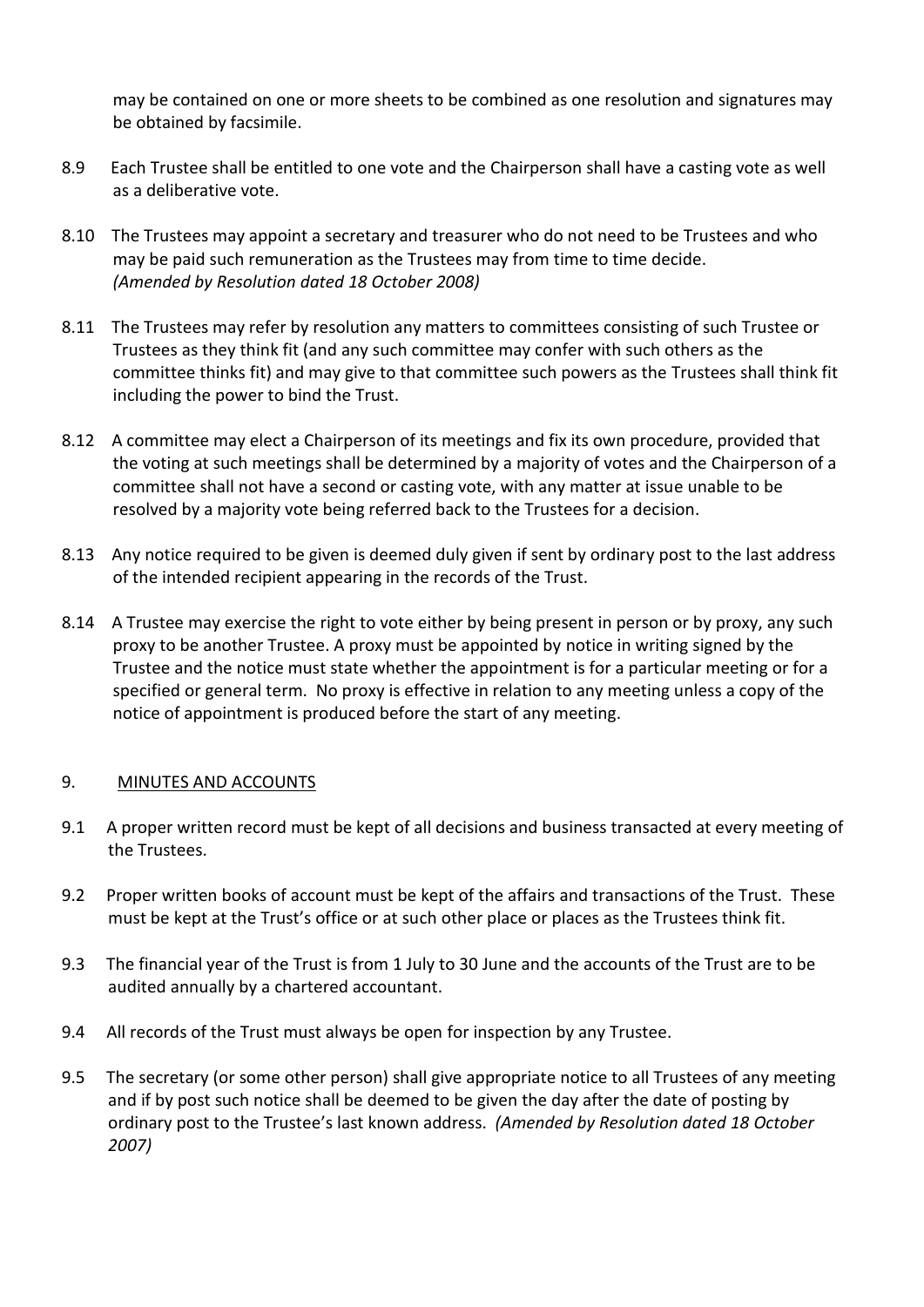may be contained on one or more sheets to be combined as one resolution and signatures may be obtained by facsimile.

8.9 Each Trustee shall be entitled to one vote and the Chairperson shall have a casting vote as well as a deliberative vote.

8.10 The Trustees may appoint a secretary and treasurer who do not need to be Trustees and who may be paid such remuneration as the Trustees may from time to time decide. *(Amended by Resolution dated 18 October 2008)*

8.11 The Trustees may refer by resolution any matters to committees consisting of such Trustee or Trustees as they think fit (and any such committee may confer with such others as the committee thinks fit) and may give to that committee such powers as the Trustees shall think fit including the power to bind the Trust.

8.12 A committee may elect a Chairperson of its meetings and fix its own procedure, provided that the voting at such meetings shall be determined by a majority of votes and the Chairperson of a committee shall not have a second or casting vote, with any matter at issue unable to be resolved by a majority vote being referred back to the Trustees for a decision.

8.13 Any notice required to be given is deemed duly given if sent by ordinary post to the last address of the intended recipient appearing in the records of the Trust.

8.14 A Trustee may exercise the right to vote either by being present in person or by proxy, any such proxy to be another Trustee. A proxy must be appointed by notice in writing signed by the Trustee and the notice must state whether the appointment is for a particular meeting or for a specified or general term. No proxy is effective in relation to any meeting unless a copy of the notice of appointment is produced before the start of any meeting.

## 9. MINUTES AND ACCOUNTS

9.1 A proper written record must be kept of all decisions and business transacted at every meeting of the Trustees.

9.2 Proper written books of account must be kept of the affairs and transactions of the Trust. These must be kept at the Trust's office or at such other place or places as the Trustees think fit.

9.3 The financial year of the Trust is from 1 July to 30 June and the accounts of the Trust are to be audited annually by a chartered accountant.

9.4 All records of the Trust must always be open for inspection by any Trustee.

9.5 The secretary (or some other person) shall give appropriate notice to all Trustees of any meeting and if by post such notice shall be deemed to be given the day after the date of posting by ordinary post to the Trustee's last known address. *(Amended by Resolution dated 18 October 2007)*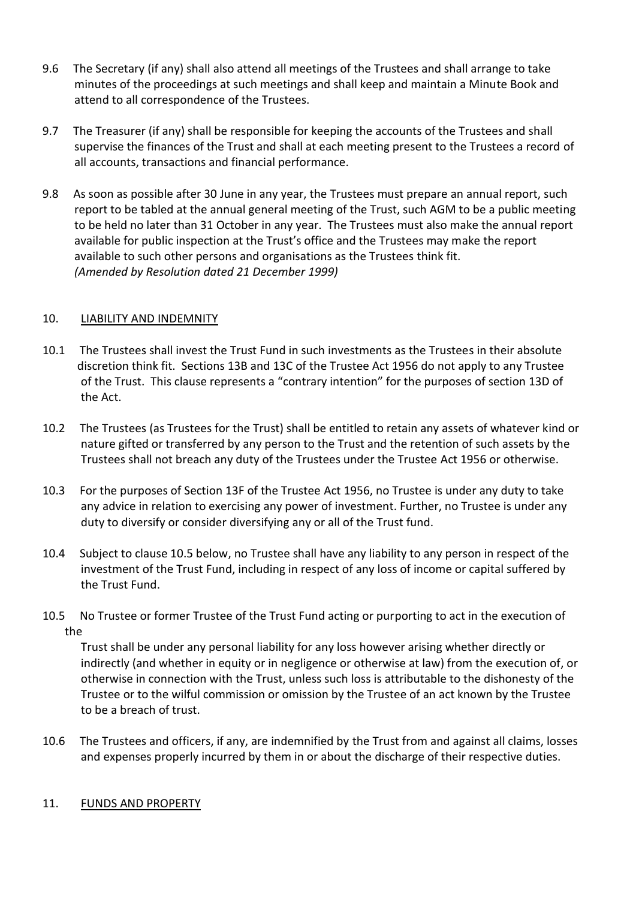9.6 The Secretary (if any) shall also attend all meetings of the Trustees and shall arrange to take minutes of the proceedings at such meetings and shall keep and maintain a Minute Book and attend to all correspondence of the Trustees.

9.7 The Treasurer (if any) shall be responsible for keeping the accounts of the Trustees and shall supervise the finances of the Trust and shall at each meeting present to the Trustees a record of all accounts, transactions and financial performance.

9.8 As soon as possible after 30 June in any year, the Trustees must prepare an annual report, such report to be tabled at the annual general meeting of the Trust, such AGM to be a public meeting to be held no later than 31 October in any year. The Trustees must also make the annual report available for public inspection at the Trust's office and the Trustees may make the report available to such other persons and organisations as the Trustees think fit.
*(Amended by Resolution dated 21 December 1999)*

## 10. LIABILITY AND INDEMNITY

10.1 The Trustees shall invest the Trust Fund in such investments as the Trustees in their absolute discretion think fit. Sections 13B and 13C of the Trustee Act 1956 do not apply to any Trustee of the Trust. This clause represents a "contrary intention" for the purposes of section 13D of the Act.

10.2 The Trustees (as Trustees for the Trust) shall be entitled to retain any assets of whatever kind or nature gifted or transferred by any person to the Trust and the retention of such assets by the Trustees shall not breach any duty of the Trustees under the Trustee Act 1956 or otherwise.

10.3 For the purposes of Section 13F of the Trustee Act 1956, no Trustee is under any duty to take any advice in relation to exercising any power of investment. Further, no Trustee is under any duty to diversify or consider diversifying any or all of the Trust fund.

10.4 Subject to clause 10.5 below, no Trustee shall have any liability to any person in respect of the investment of the Trust Fund, including in respect of any loss of income or capital suffered by the Trust Fund.

10.5 No Trustee or former Trustee of the Trust Fund acting or purporting to act in the execution of the Trust shall be under any personal liability for any loss however arising whether directly or indirectly (and whether in equity or in negligence or otherwise at law) from the execution of, or otherwise in connection with the Trust, unless such loss is attributable to the dishonesty of the Trustee or to the wilful commission or omission by the Trustee of an act known by the Trustee to be a breach of trust.

10.6 The Trustees and officers, if any, are indemnified by the Trust from and against all claims, losses and expenses properly incurred by them in or about the discharge of their respective duties.

## 11. FUNDS AND PROPERTY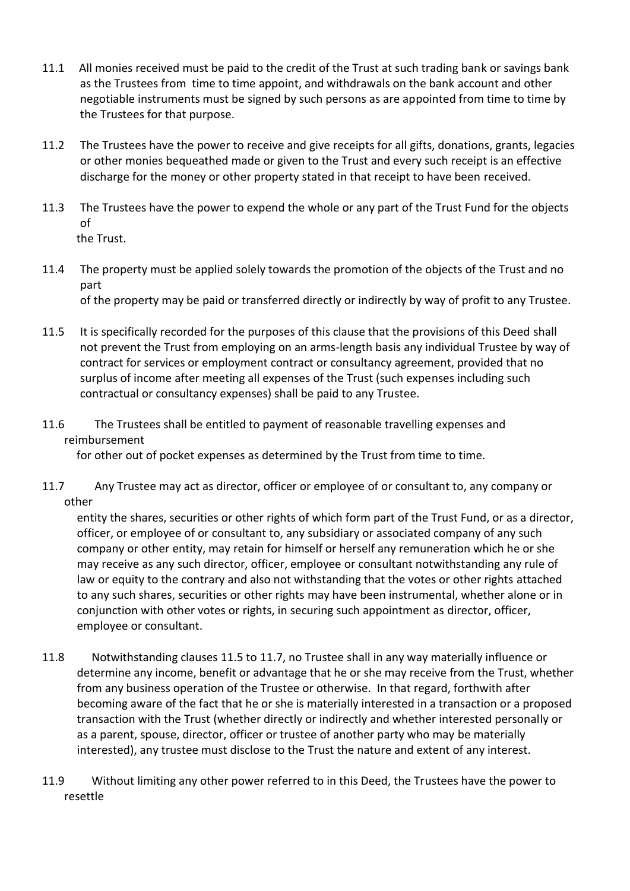11.1 All monies received must be paid to the credit of the Trust at such trading bank or savings bank as the Trustees from time to time appoint, and withdrawals on the bank account and other negotiable instruments must be signed by such persons as are appointed from time to time by the Trustees for that purpose.

11.2 The Trustees have the power to receive and give receipts for all gifts, donations, grants, legacies or other monies bequeathed made or given to the Trust and every such receipt is an effective discharge for the money or other property stated in that receipt to have been received.

11.3 The Trustees have the power to expend the whole or any part of the Trust Fund for the objects of the Trust.

11.4 The property must be applied solely towards the promotion of the objects of the Trust and no part of the property may be paid or transferred directly or indirectly by way of profit to any Trustee.

11.5 It is specifically recorded for the purposes of this clause that the provisions of this Deed shall not prevent the Trust from employing on an arms-length basis any individual Trustee by way of contract for services or employment contract or consultancy agreement, provided that no surplus of income after meeting all expenses of the Trust (such expenses including such contractual or consultancy expenses) shall be paid to any Trustee.

11.6 The Trustees shall be entitled to payment of reasonable travelling expenses and reimbursement for other out of pocket expenses as determined by the Trust from time to time.

11.7 Any Trustee may act as director, officer or employee of or consultant to, any company or other entity the shares, securities or other rights of which form part of the Trust Fund, or as a director, officer, or employee of or consultant to, any subsidiary or associated company of any such company or other entity, may retain for himself or herself any remuneration which he or she may receive as any such director, officer, employee or consultant notwithstanding any rule of law or equity to the contrary and also not withstanding that the votes or other rights attached to any such shares, securities or other rights may have been instrumental, whether alone or in conjunction with other votes or rights, in securing such appointment as director, officer, employee or consultant.

11.8 Notwithstanding clauses 11.5 to 11.7, no Trustee shall in any way materially influence or determine any income, benefit or advantage that he or she may receive from the Trust, whether from any business operation of the Trustee or otherwise. In that regard, forthwith after becoming aware of the fact that he or she is materially interested in a transaction or a proposed transaction with the Trust (whether directly or indirectly and whether interested personally or as a parent, spouse, director, officer or trustee of another party who may be materially interested), any trustee must disclose to the Trust the nature and extent of any interest.

11.9 Without limiting any other power referred to in this Deed, the Trustees have the power to resettle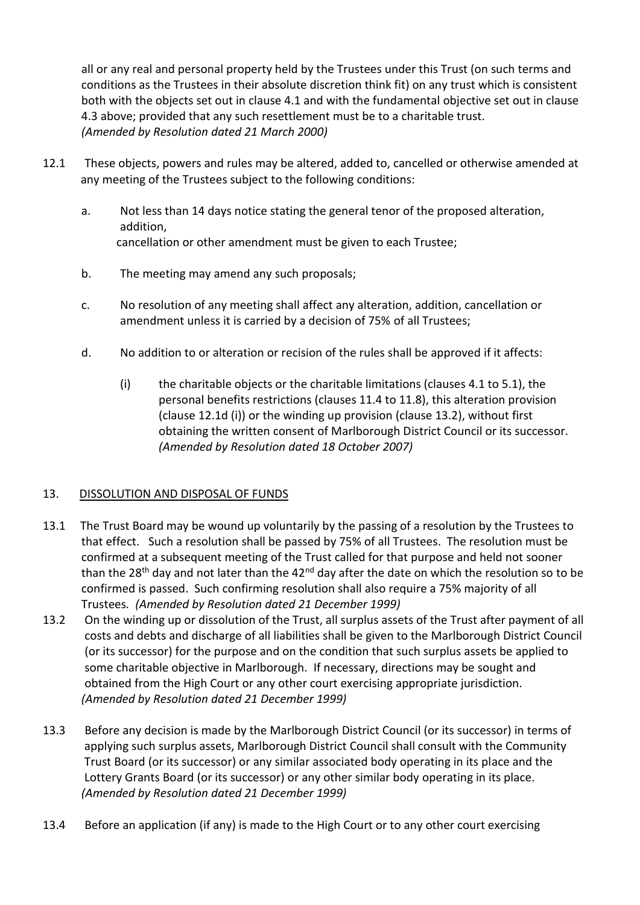all or any real and personal property held by the Trustees under this Trust (on such terms and conditions as the Trustees in their absolute discretion think fit) on any trust which is consistent both with the objects set out in clause 4.1 and with the fundamental objective set out in clause 4.3 above; provided that any such resettlement must be to a charitable trust.
*(Amended by Resolution dated 21 March 2000)*

12.1 These objects, powers and rules may be altered, added to, cancelled or otherwise amended at any meeting of the Trustees subject to the following conditions:

a. Not less than 14 days notice stating the general tenor of the proposed alteration, addition,
cancellation or other amendment must be given to each Trustee;

b. The meeting may amend any such proposals;

c. No resolution of any meeting shall affect any alteration, addition, cancellation or amendment unless it is carried by a decision of 75% of all Trustees;

d. No addition to or alteration or recision of the rules shall be approved if it affects:

(i) the charitable objects or the charitable limitations (clauses 4.1 to 5.1), the personal benefits restrictions (clauses 11.4 to 11.8), this alteration provision (clause 12.1d (i)) or the winding up provision (clause 13.2), without first obtaining the written consent of Marlborough District Council or its successor. *(Amended by Resolution dated 18 October 2007)*

## 13. DISSOLUTION AND DISPOSAL OF FUNDS

13.1 The Trust Board may be wound up voluntarily by the passing of a resolution by the Trustees to that effect. Such a resolution shall be passed by 75% of all Trustees. The resolution must be confirmed at a subsequent meeting of the Trust called for that purpose and held not sooner than the 28th day and not later than the 42nd day after the date on which the resolution so to be confirmed is passed. Such confirming resolution shall also require a 75% majority of all Trustees. *(Amended by Resolution dated 21 December 1999)*

13.2 On the winding up or dissolution of the Trust, all surplus assets of the Trust after payment of all costs and debts and discharge of all liabilities shall be given to the Marlborough District Council (or its successor) for the purpose and on the condition that such surplus assets be applied to some charitable objective in Marlborough. If necessary, directions may be sought and obtained from the High Court or any other court exercising appropriate jurisdiction. *(Amended by Resolution dated 21 December 1999)*

13.3 Before any decision is made by the Marlborough District Council (or its successor) in terms of applying such surplus assets, Marlborough District Council shall consult with the Community Trust Board (or its successor) or any similar associated body operating in its place and the Lottery Grants Board (or its successor) or any other similar body operating in its place. *(Amended by Resolution dated 21 December 1999)*

13.4 Before an application (if any) is made to the High Court or to any other court exercising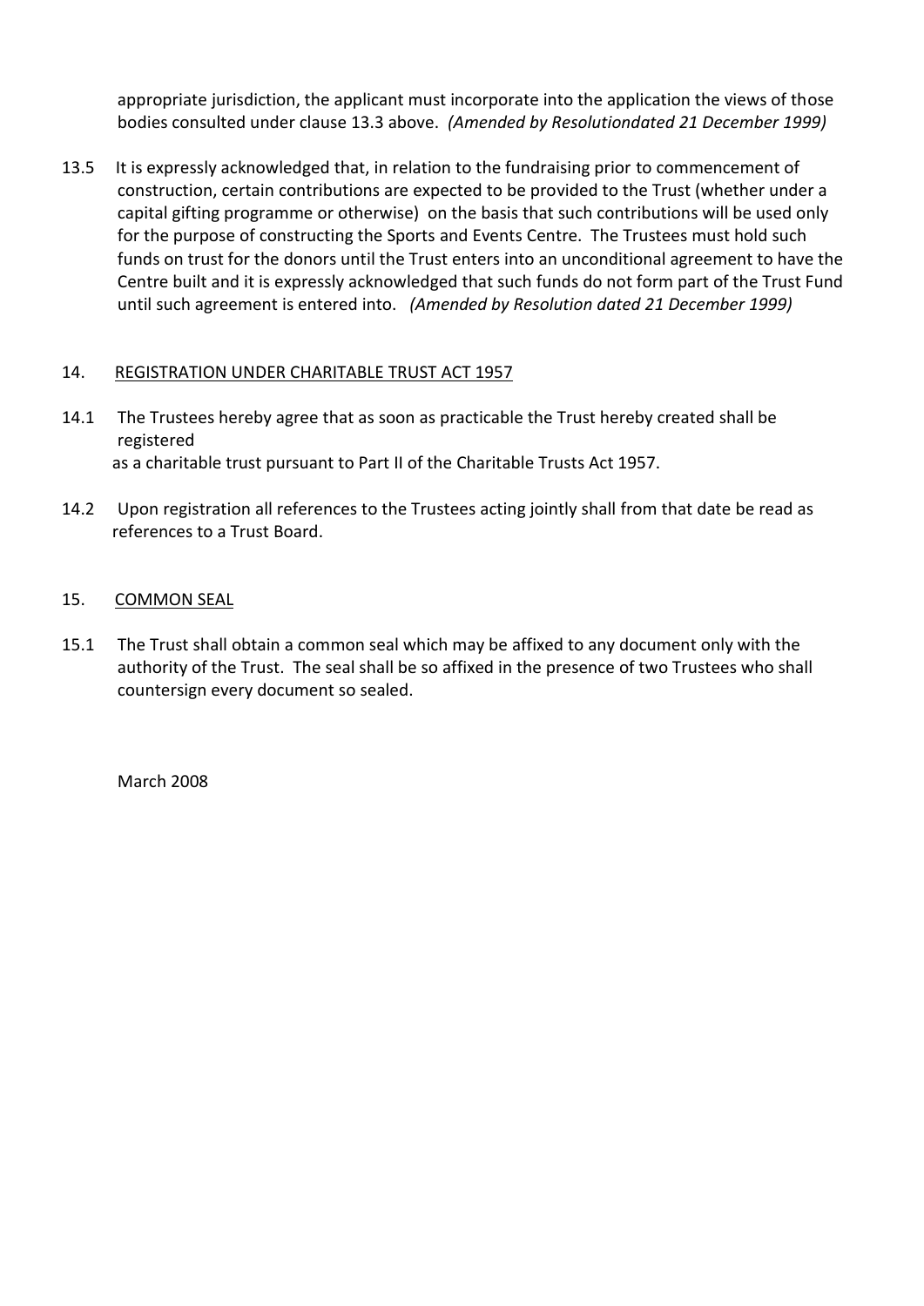appropriate jurisdiction, the applicant must incorporate into the application the views of those bodies consulted under clause 13.3 above. *(Amended by Resolutiondated 21 December 1999)*

13.5 It is expressly acknowledged that, in relation to the fundraising prior to commencement of construction, certain contributions are expected to be provided to the Trust (whether under a capital gifting programme or otherwise) on the basis that such contributions will be used only for the purpose of constructing the Sports and Events Centre. The Trustees must hold such funds on trust for the donors until the Trust enters into an unconditional agreement to have the Centre built and it is expressly acknowledged that such funds do not form part of the Trust Fund until such agreement is entered into. *(Amended by Resolution dated 21 December 1999)*

## 14. <u>REGISTRATION UNDER CHARITABLE TRUST ACT 1957</u>

14.1 The Trustees hereby agree that as soon as practicable the Trust hereby created shall be registered as a charitable trust pursuant to Part II of the Charitable Trusts Act 1957.

14.2 Upon registration all references to the Trustees acting jointly shall from that date be read as references to a Trust Board.

## 15. <u>COMMON SEAL</u>

15.1 The Trust shall obtain a common seal which may be affixed to any document only with the authority of the Trust. The seal shall be so affixed in the presence of two Trustees who shall countersign every document so sealed.

March 2008